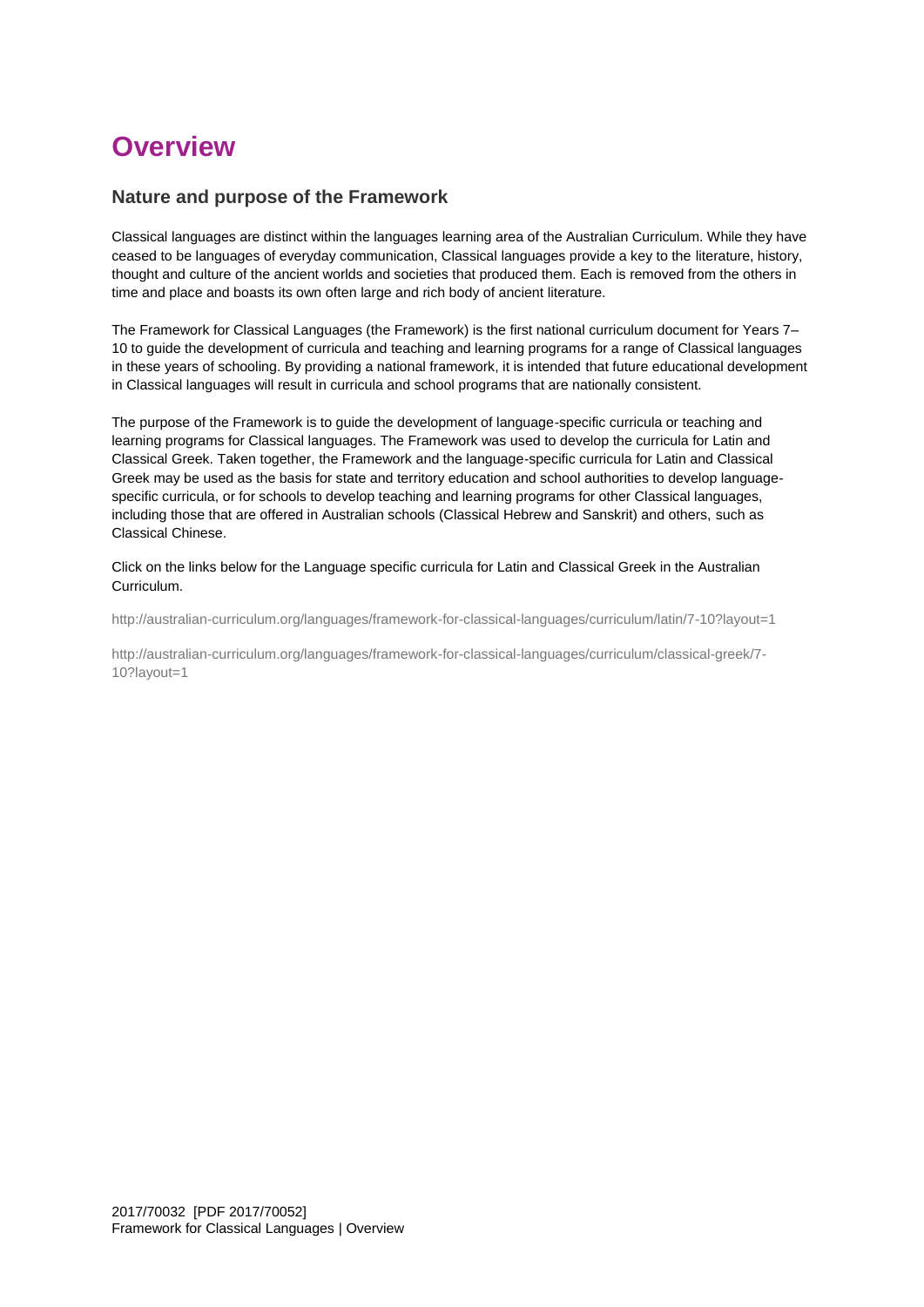# Overview

## Nature and purpose of the Framework

Classical languages are distinct within the languages learning area of the Australian Curriculum. While they have ceased to be languages of everyday communication, Classical languages provide a key to the literature, history, thought and culture of the ancient worlds and societies that produced them. Each is removed from the others in time and place and boasts its own often large and rich body of ancient literature.

The Framework for Classical Languages (the Framework) is the first national curriculum document for Years 7–10 to guide the development of curricula and teaching and learning programs for a range of Classical languages in these years of schooling. By providing a national framework, it is intended that future educational development in Classical languages will result in curricula and school programs that are nationally consistent.

The purpose of the Framework is to guide the development of language-specific curricula or teaching and learning programs for Classical languages. The Framework was used to develop the curricula for Latin and Classical Greek. Taken together, the Framework and the language-specific curricula for Latin and Classical Greek may be used as the basis for state and territory education and school authorities to develop language-specific curricula, or for schools to develop teaching and learning programs for other Classical languages, including those that are offered in Australian schools (Classical Hebrew and Sanskrit) and others, such as Classical Chinese.

Click on the links below for the Language specific curricula for Latin and Classical Greek in the Australian Curriculum.

http://australian-curriculum.org/languages/framework-for-classical-languages/curriculum/latin/7-10?layout=1

http://australian-curriculum.org/languages/framework-for-classical-languages/curriculum/classical-greek/7-10?layout=1

2017/70032 [PDF 2017/70052]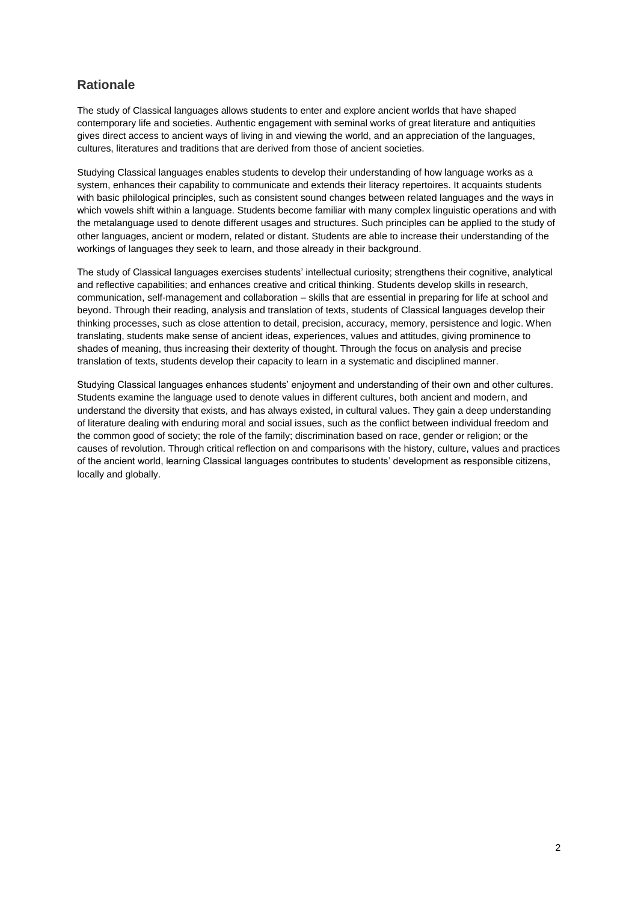## Rationale

The study of Classical languages allows students to enter and explore ancient worlds that have shaped contemporary life and societies. Authentic engagement with seminal works of great literature and antiquities gives direct access to ancient ways of living in and viewing the world, and an appreciation of the languages, cultures, literatures and traditions that are derived from those of ancient societies.

Studying Classical languages enables students to develop their understanding of how language works as a system, enhances their capability to communicate and extends their literacy repertoires. It acquaints students with basic philological principles, such as consistent sound changes between related languages and the ways in which vowels shift within a language. Students become familiar with many complex linguistic operations and with the metalanguage used to denote different usages and structures. Such principles can be applied to the study of other languages, ancient or modern, related or distant. Students are able to increase their understanding of the workings of languages they seek to learn, and those already in their background.

The study of Classical languages exercises students' intellectual curiosity; strengthens their cognitive, analytical and reflective capabilities; and enhances creative and critical thinking. Students develop skills in research, communication, self-management and collaboration – skills that are essential in preparing for life at school and beyond. Through their reading, analysis and translation of texts, students of Classical languages develop their thinking processes, such as close attention to detail, precision, accuracy, memory, persistence and logic. When translating, students make sense of ancient ideas, experiences, values and attitudes, giving prominence to shades of meaning, thus increasing their dexterity of thought. Through the focus on analysis and precise translation of texts, students develop their capacity to learn in a systematic and disciplined manner.

Studying Classical languages enhances students' enjoyment and understanding of their own and other cultures. Students examine the language used to denote values in different cultures, both ancient and modern, and understand the diversity that exists, and has always existed, in cultural values. They gain a deep understanding of literature dealing with enduring moral and social issues, such as the conflict between individual freedom and the common good of society; the role of the family; discrimination based on race, gender or religion; or the causes of revolution. Through critical reflection on and comparisons with the history, culture, values and practices of the ancient world, learning Classical languages contributes to students' development as responsible citizens, locally and globally.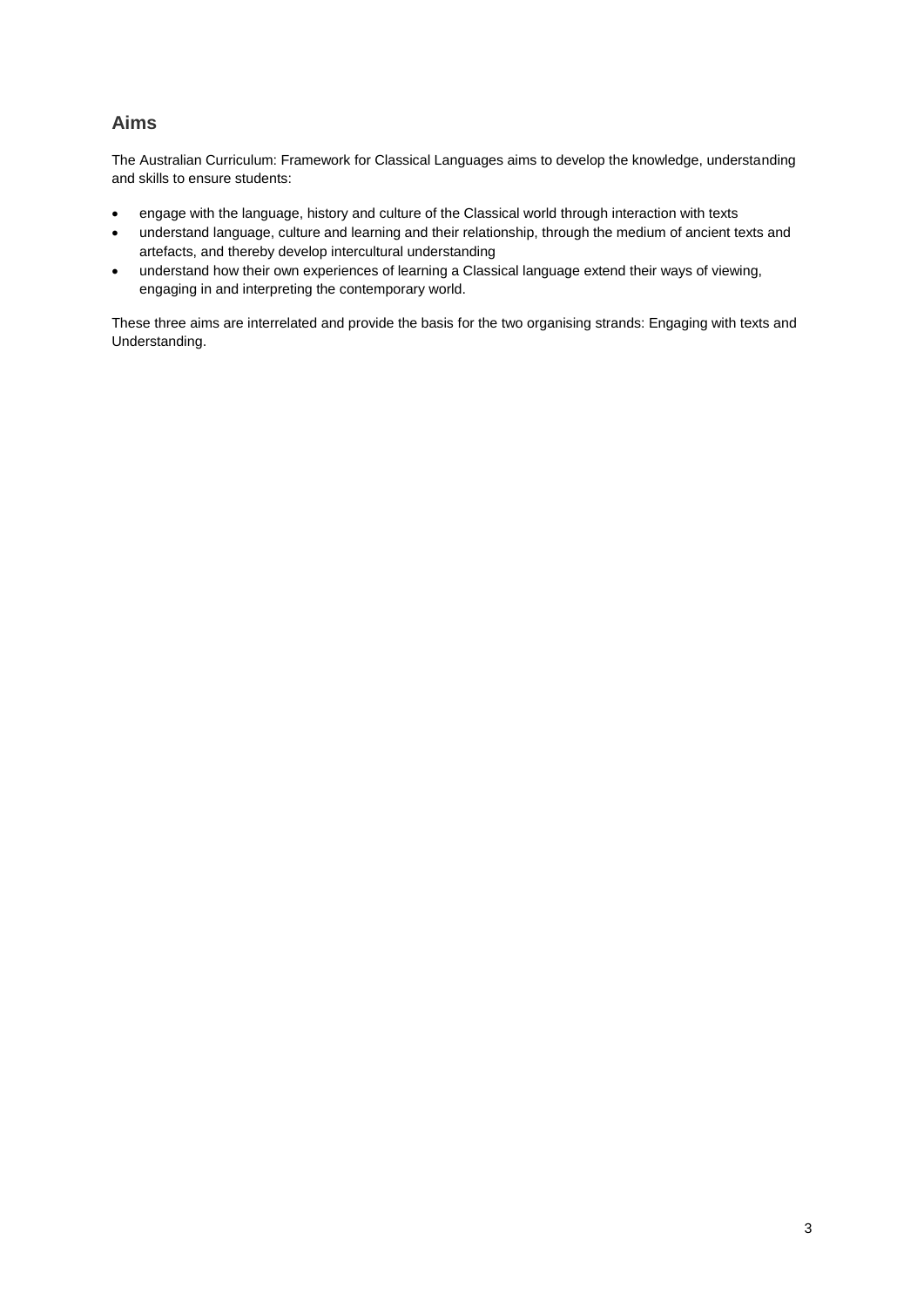## Aims

The Australian Curriculum: Framework for Classical Languages aims to develop the knowledge, understanding and skills to ensure students:

- engage with the language, history and culture of the Classical world through interaction with texts
- understand language, culture and learning and their relationship, through the medium of ancient texts and artefacts, and thereby develop intercultural understanding
- understand how their own experiences of learning a Classical language extend their ways of viewing, engaging in and interpreting the contemporary world.

These three aims are interrelated and provide the basis for the two organising strands: Engaging with texts and Understanding.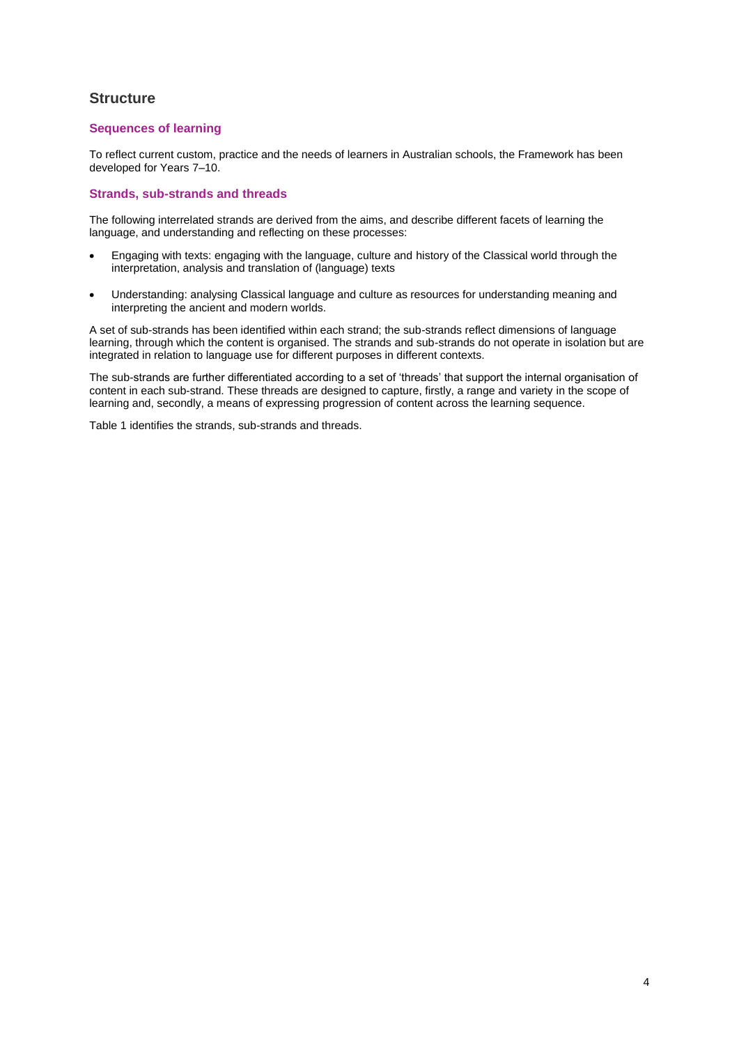## Structure

### Sequences of learning

To reflect current custom, practice and the needs of learners in Australian schools, the Framework has been developed for Years 7–10.

### Strands, sub-strands and threads

The following interrelated strands are derived from the aims, and describe different facets of learning the language, and understanding and reflecting on these processes:

- Engaging with texts: engaging with the language, culture and history of the Classical world through the interpretation, analysis and translation of (language) texts
- Understanding: analysing Classical language and culture as resources for understanding meaning and interpreting the ancient and modern worlds.

A set of sub-strands has been identified within each strand; the sub-strands reflect dimensions of language learning, through which the content is organised. The strands and sub-strands do not operate in isolation but are integrated in relation to language use for different purposes in different contexts.

The sub-strands are further differentiated according to a set of 'threads' that support the internal organisation of content in each sub-strand. These threads are designed to capture, firstly, a range and variety in the scope of learning and, secondly, a means of expressing progression of content across the learning sequence.

Table 1 identifies the strands, sub-strands and threads.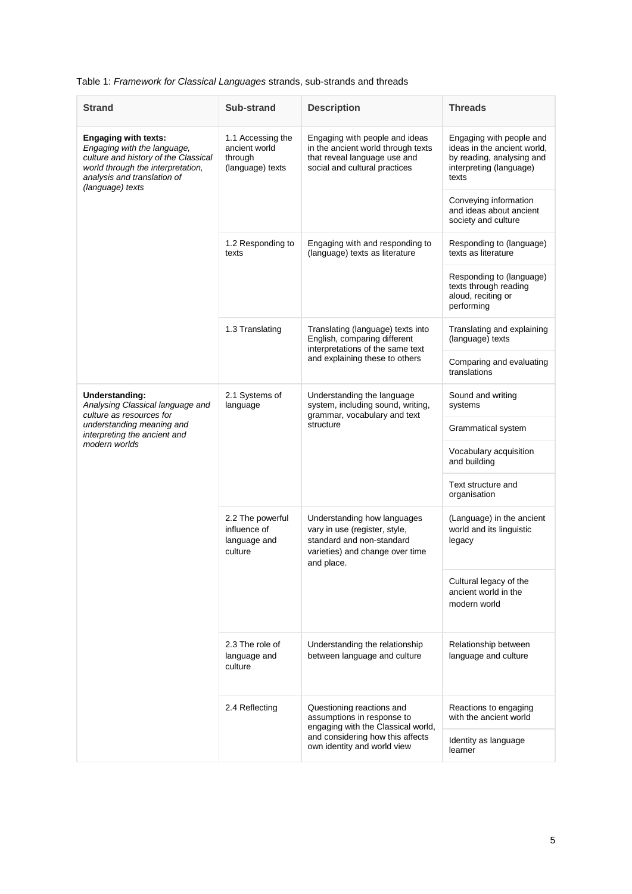Table 1: *Framework for Classical Languages* strands, sub-strands and threads

| Strand | Sub-strand | Description | Threads |
|---|---|---|---|
| **Engaging with texts:** *Engaging with the language, culture and history of the Classical world through the interpretation, analysis and translation of (language) texts* | 1.1 Accessing the ancient world through (language) texts | Engaging with people and ideas in the ancient world through texts that reveal language use and social and cultural practices | Engaging with people and ideas in the ancient world, by reading, analysing and interpreting (language) texts |
| | | | Conveying information and ideas about ancient society and culture |
| | 1.2 Responding to texts | Engaging with and responding to (language) texts as literature | Responding to (language) texts as literature |
| | | | Responding to (language) texts through reading aloud, reciting or performing |
| | 1.3 Translating | Translating (language) texts into English, comparing different interpretations of the same text and explaining these to others | Translating and explaining (language) texts |
| | | | Comparing and evaluating translations |
| **Understanding:** *Analysing Classical language and culture as resources for understanding meaning and interpreting the ancient and modern worlds* | 2.1 Systems of language | Understanding the language system, including sound, writing, grammar, vocabulary and text structure | Sound and writing systems |
| | | | Grammatical system |
| | | | Vocabulary acquisition and building |
| | | | Text structure and organisation |
| | 2.2 The powerful influence of language and culture | Understanding how languages vary in use (register, style, standard and non-standard varieties) and change over time and place. | (Language) in the ancient world and its linguistic legacy |
| | | | Cultural legacy of the ancient world in the modern world |
| | 2.3 The role of language and culture | Understanding the relationship between language and culture | Relationship between language and culture |
| | 2.4 Reflecting | Questioning reactions and assumptions in response to engaging with the Classical world, and considering how this affects own identity and world view | Reactions to engaging with the ancient world |
| | | | Identity as language learner |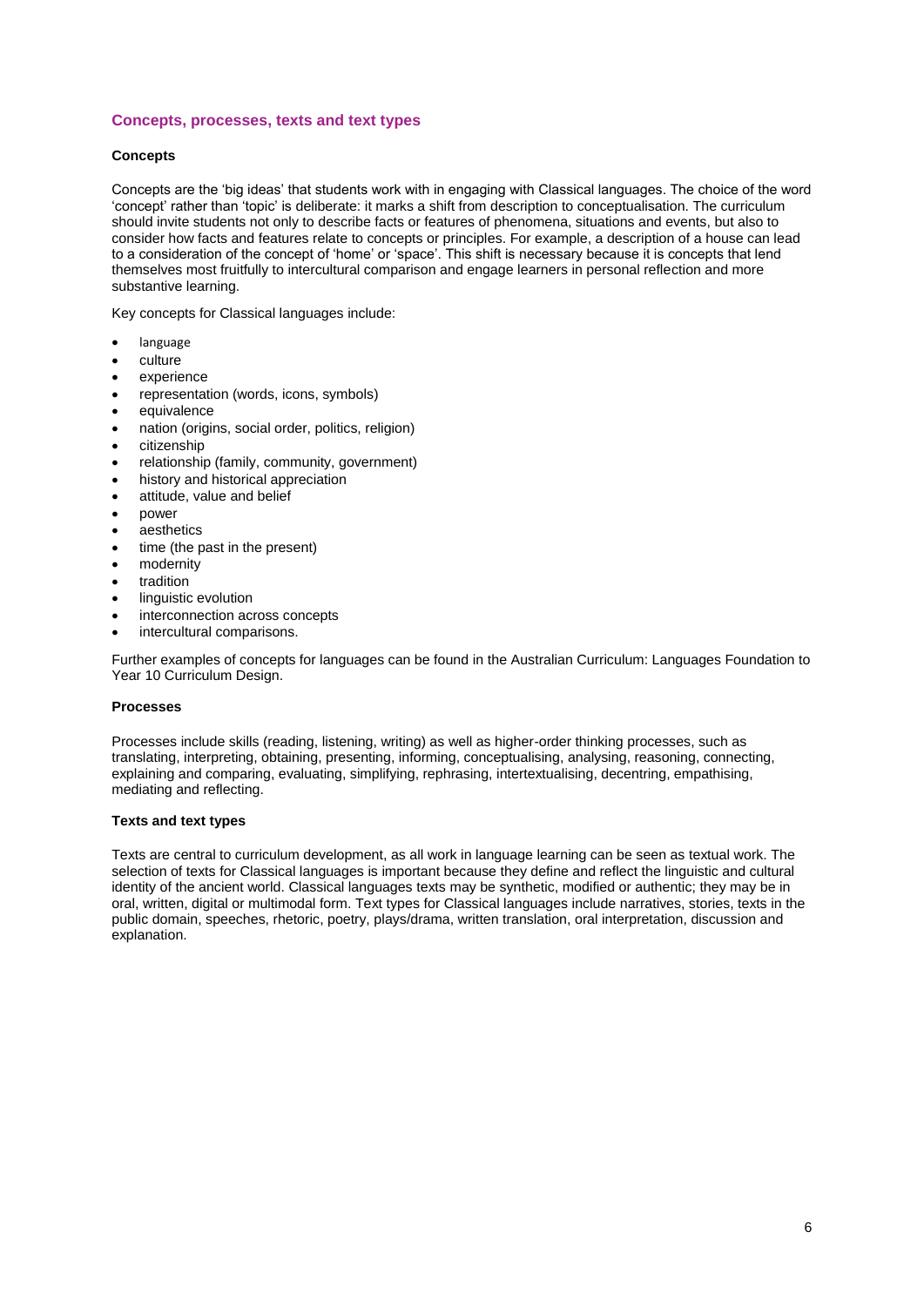## Concepts, processes, texts and text types

### Concepts

Concepts are the 'big ideas' that students work with in engaging with Classical languages. The choice of the word 'concept' rather than 'topic' is deliberate: it marks a shift from description to conceptualisation. The curriculum should invite students not only to describe facts or features of phenomena, situations and events, but also to consider how facts and features relate to concepts or principles. For example, a description of a house can lead to a consideration of the concept of 'home' or 'space'. This shift is necessary because it is concepts that lend themselves most fruitfully to intercultural comparison and engage learners in personal reflection and more substantive learning.

Key concepts for Classical languages include:

- language
- culture
- experience
- representation (words, icons, symbols)
- equivalence
- nation (origins, social order, politics, religion)
- citizenship
- relationship (family, community, government)
- history and historical appreciation
- attitude, value and belief
- power
- aesthetics
- time (the past in the present)
- modernity
- tradition
- linguistic evolution
- interconnection across concepts
- intercultural comparisons.

Further examples of concepts for languages can be found in the Australian Curriculum: Languages Foundation to Year 10 Curriculum Design.

### Processes

Processes include skills (reading, listening, writing) as well as higher-order thinking processes, such as translating, interpreting, obtaining, presenting, informing, conceptualising, analysing, reasoning, connecting, explaining and comparing, evaluating, simplifying, rephrasing, intertextualising, decentring, empathising, mediating and reflecting.

### Texts and text types

Texts are central to curriculum development, as all work in language learning can be seen as textual work. The selection of texts for Classical languages is important because they define and reflect the linguistic and cultural identity of the ancient world. Classical languages texts may be synthetic, modified or authentic; they may be in oral, written, digital or multimodal form. Text types for Classical languages include narratives, stories, texts in the public domain, speeches, rhetoric, poetry, plays/drama, written translation, oral interpretation, discussion and explanation.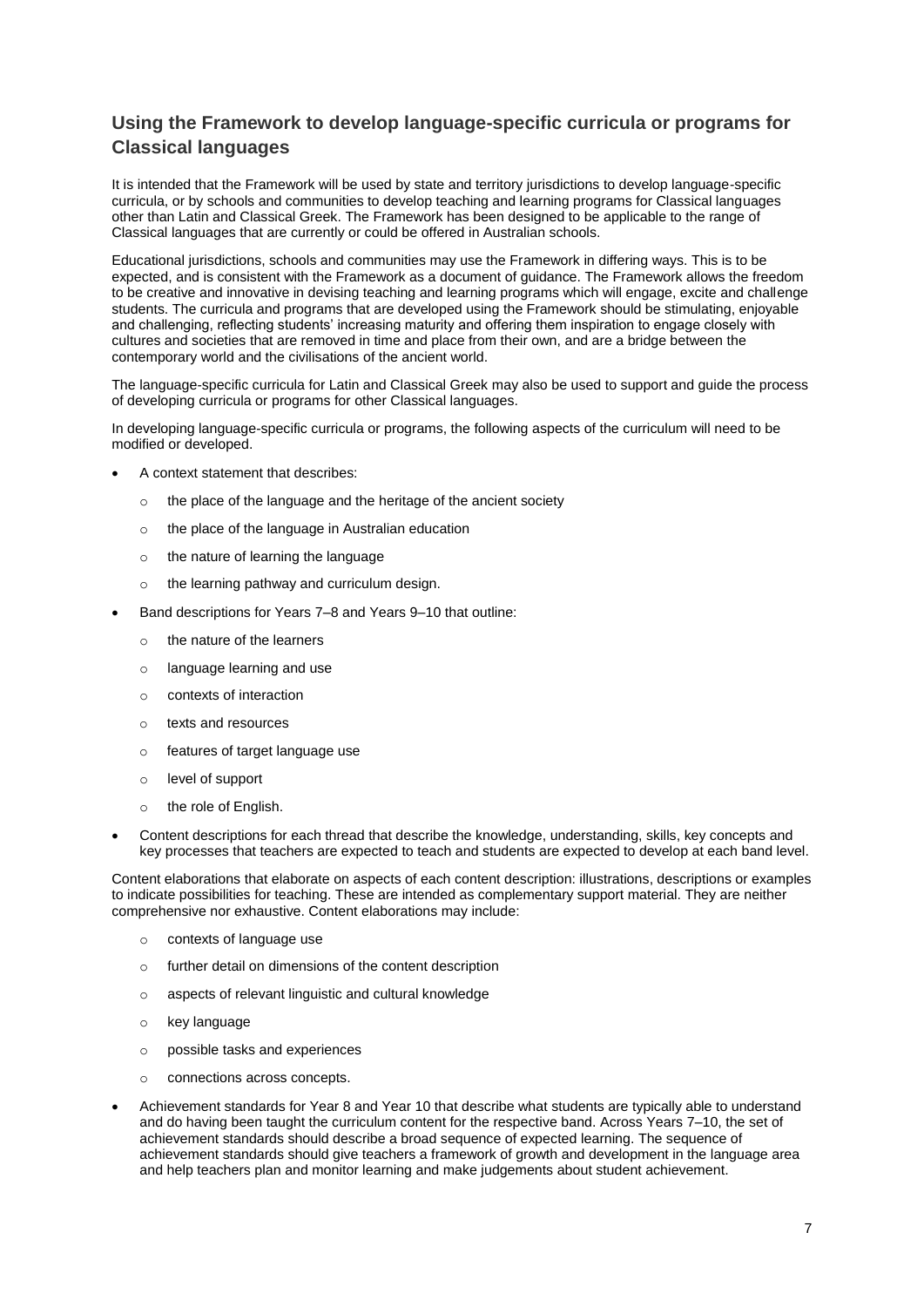## Using the Framework to develop language-specific curricula or programs for Classical languages

It is intended that the Framework will be used by state and territory jurisdictions to develop language-specific curricula, or by schools and communities to develop teaching and learning programs for Classical languages other than Latin and Classical Greek. The Framework has been designed to be applicable to the range of Classical languages that are currently or could be offered in Australian schools.

Educational jurisdictions, schools and communities may use the Framework in differing ways. This is to be expected, and is consistent with the Framework as a document of guidance. The Framework allows the freedom to be creative and innovative in devising teaching and learning programs which will engage, excite and challenge students. The curricula and programs that are developed using the Framework should be stimulating, enjoyable and challenging, reflecting students' increasing maturity and offering them inspiration to engage closely with cultures and societies that are removed in time and place from their own, and are a bridge between the contemporary world and the civilisations of the ancient world.

The language-specific curricula for Latin and Classical Greek may also be used to support and guide the process of developing curricula or programs for other Classical languages.

In developing language-specific curricula or programs, the following aspects of the curriculum will need to be modified or developed.

- A context statement that describes:
  - the place of the language and the heritage of the ancient society
  - the place of the language in Australian education
  - the nature of learning the language
  - the learning pathway and curriculum design.
- Band descriptions for Years 7–8 and Years 9–10 that outline:
  - the nature of the learners
  - language learning and use
  - contexts of interaction
  - texts and resources
  - features of target language use
  - level of support
  - the role of English.
- Content descriptions for each thread that describe the knowledge, understanding, skills, key concepts and key processes that teachers are expected to teach and students are expected to develop at each band level.

Content elaborations that elaborate on aspects of each content description: illustrations, descriptions or examples to indicate possibilities for teaching. These are intended as complementary support material. They are neither comprehensive nor exhaustive. Content elaborations may include:

  - contexts of language use
  - further detail on dimensions of the content description
  - aspects of relevant linguistic and cultural knowledge
  - key language
  - possible tasks and experiences
  - connections across concepts.

- Achievement standards for Year 8 and Year 10 that describe what students are typically able to understand and do having been taught the curriculum content for the respective band. Across Years 7–10, the set of achievement standards should describe a broad sequence of expected learning. The sequence of achievement standards should give teachers a framework of growth and development in the language area and help teachers plan and monitor learning and make judgements about student achievement.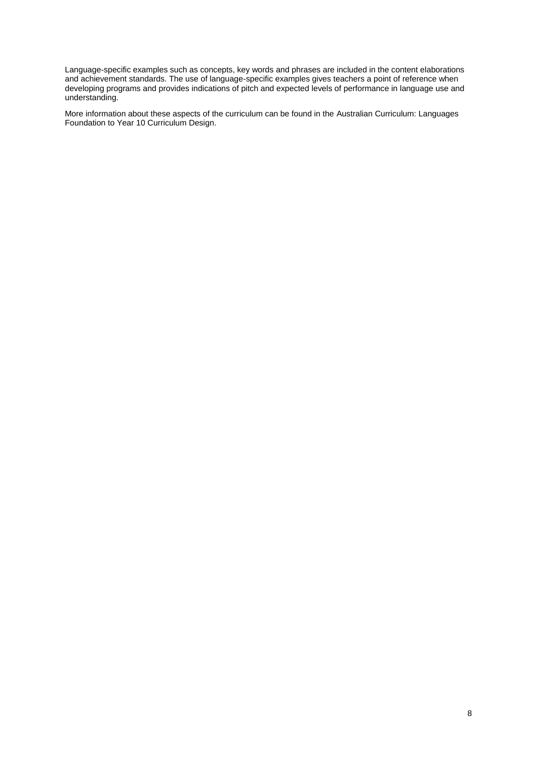Language-specific examples such as concepts, key words and phrases are included in the content elaborations and achievement standards. The use of language-specific examples gives teachers a point of reference when developing programs and provides indications of pitch and expected levels of performance in language use and understanding.

More information about these aspects of the curriculum can be found in the Australian Curriculum: Languages Foundation to Year 10 Curriculum Design.